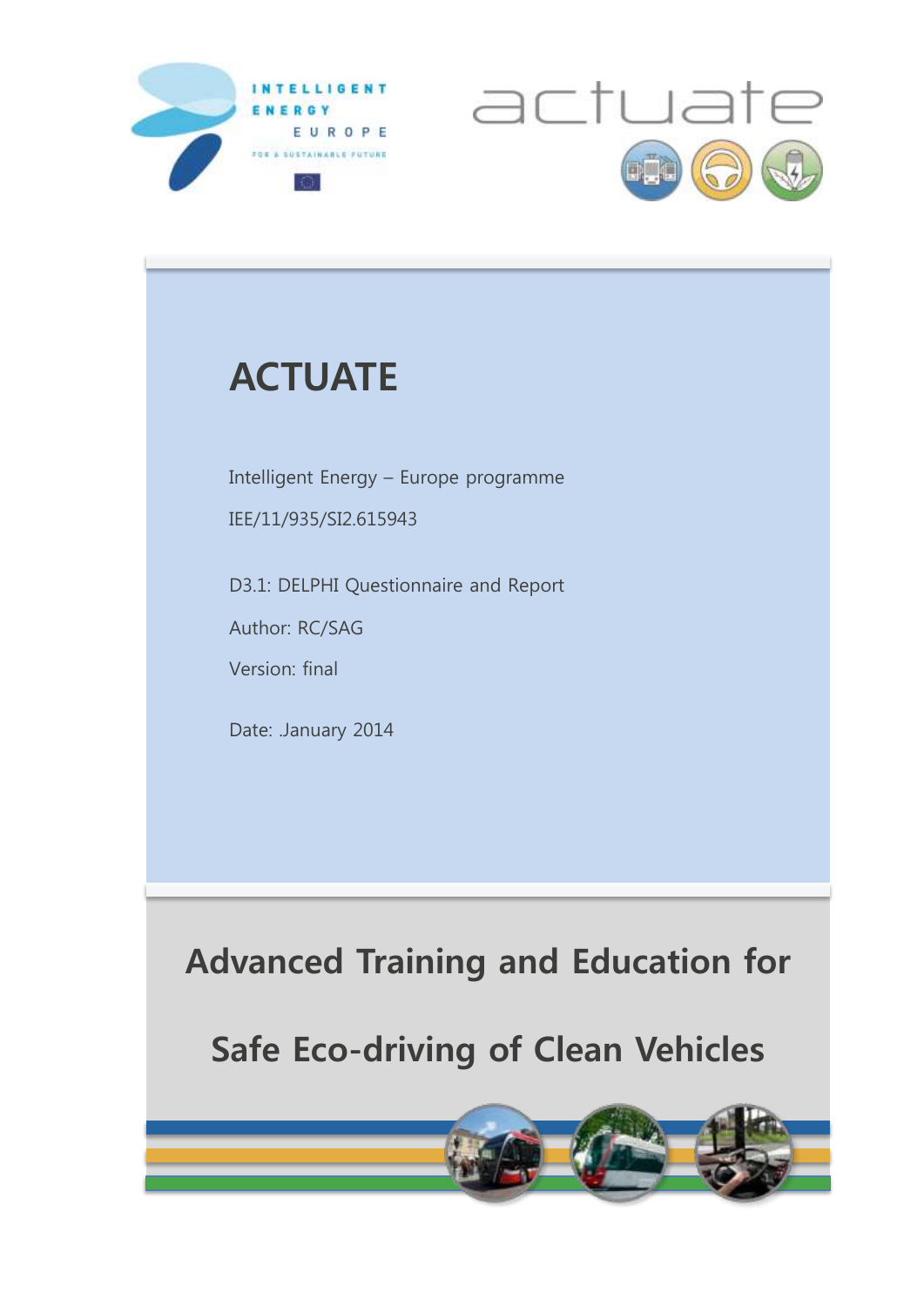INTELLIGENT ENERGY EUROPE

FOR A SUSTAINABLE FUTURE

actuate

# ACTUATE

Intelligent Energy – Europe programme

IEE/11/935/SI2.615943

D3.1: DELPHI Questionnaire and Report

Author: RC/SAG

Version: final

Date: .January 2014

## Advanced Training and Education for Safe Eco-driving of Clean Vehicles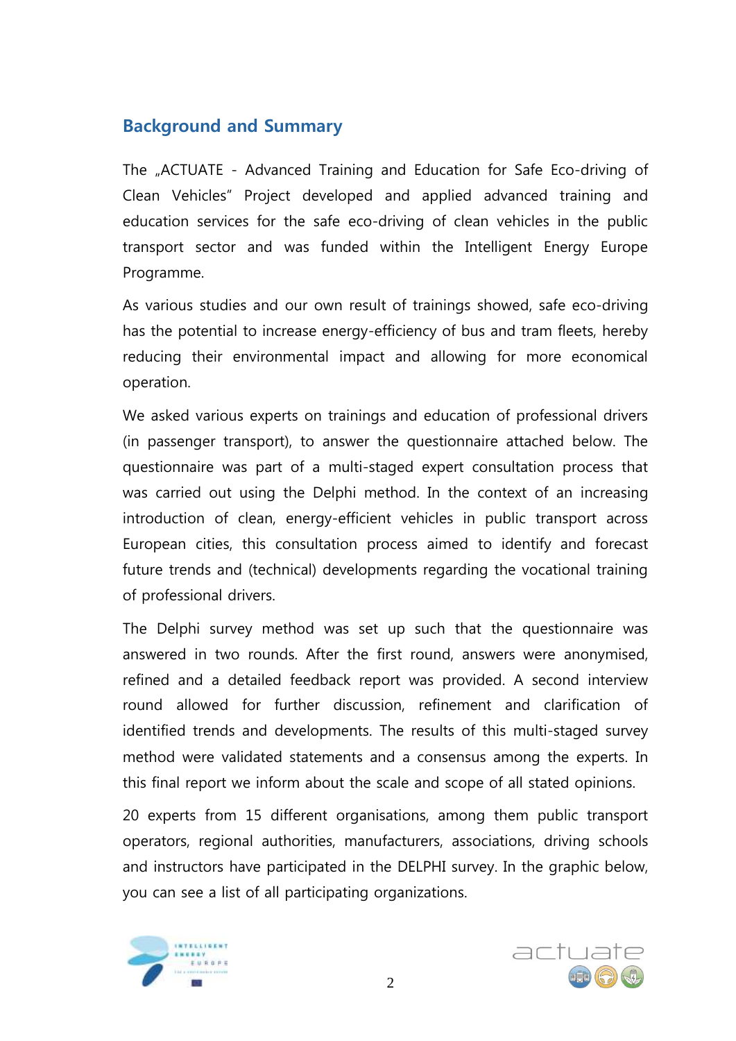## Background and Summary

The „ACTUATE - Advanced Training and Education for Safe Eco-driving of Clean Vehicles" Project developed and applied advanced training and education services for the safe eco-driving of clean vehicles in the public transport sector and was funded within the Intelligent Energy Europe Programme.

As various studies and our own result of trainings showed, safe eco-driving has the potential to increase energy-efficiency of bus and tram fleets, hereby reducing their environmental impact and allowing for more economical operation.

We asked various experts on trainings and education of professional drivers (in passenger transport), to answer the questionnaire attached below. The questionnaire was part of a multi-staged expert consultation process that was carried out using the Delphi method. In the context of an increasing introduction of clean, energy-efficient vehicles in public transport across European cities, this consultation process aimed to identify and forecast future trends and (technical) developments regarding the vocational training of professional drivers.

The Delphi survey method was set up such that the questionnaire was answered in two rounds. After the first round, answers were anonymised, refined and a detailed feedback report was provided. A second interview round allowed for further discussion, refinement and clarification of identified trends and developments. The results of this multi-staged survey method were validated statements and a consensus among the experts. In this final report we inform about the scale and scope of all stated opinions.

20 experts from 15 different organisations, among them public transport operators, regional authorities, manufacturers, associations, driving schools and instructors have participated in the DELPHI survey. In the graphic below, you can see a list of all participating organizations.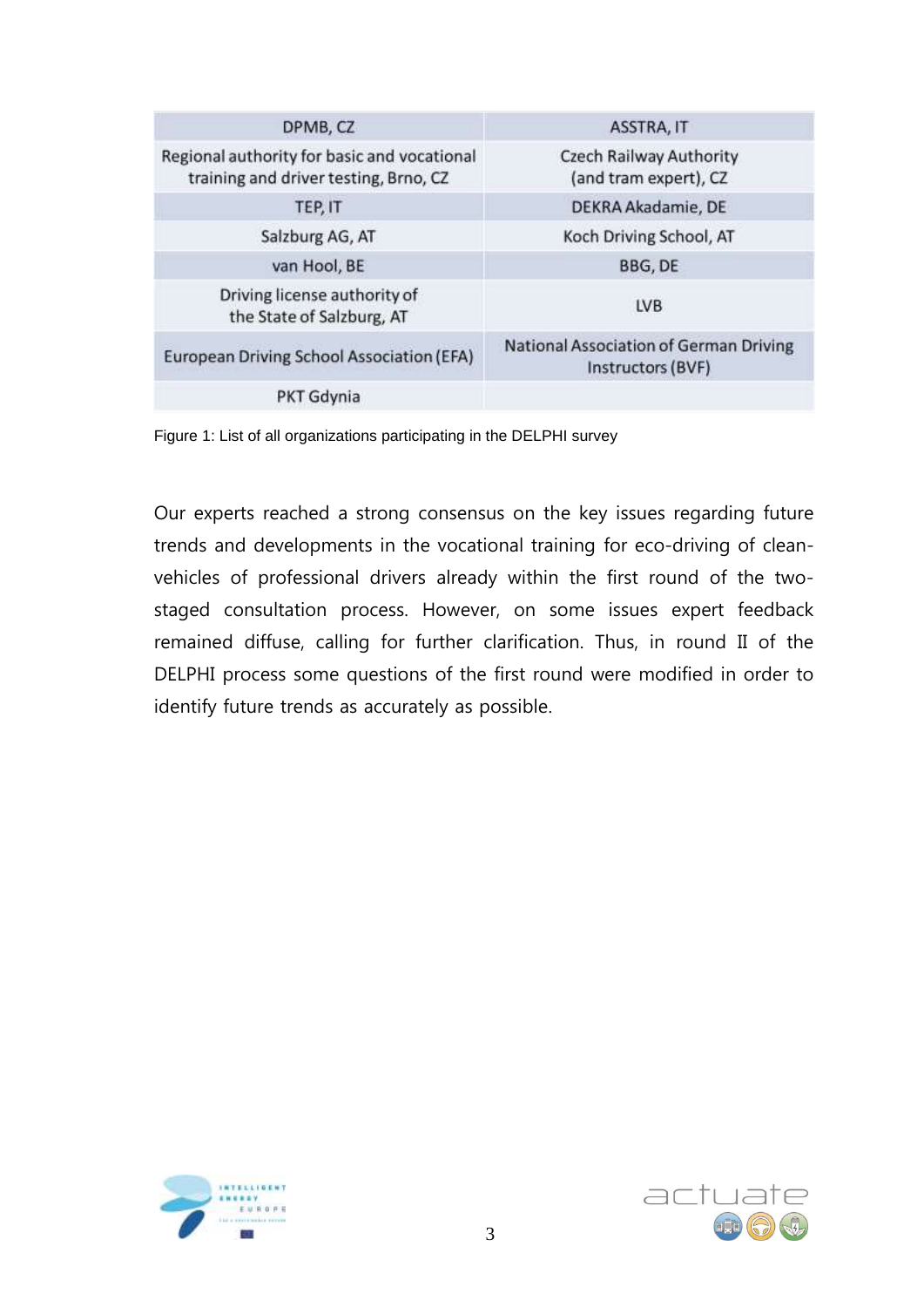| DPMB, CZ | ASSTRA, IT |
|---|---|
| Regional authority for basic and vocational training and driver testing, Brno, CZ | Czech Railway Authority (and tram expert), CZ |
| TEP, IT | DEKRA Akadamie, DE |
| Salzburg AG, AT | Koch Driving School, AT |
| van Hool, BE | BBG, DE |
| Driving license authority of the State of Salzburg, AT | LVB |
| European Driving School Association (EFA) | National Association of German Driving Instructors (BVF) |
| PKT Gdynia | |

Figure 1: List of all organizations participating in the DELPHI survey

Our experts reached a strong consensus on the key issues regarding future trends and developments in the vocational training for eco-driving of clean-vehicles of professional drivers already within the first round of the two-staged consultation process. However, on some issues expert feedback remained diffuse, calling for further clarification. Thus, in round II of the DELPHI process some questions of the first round were modified in order to identify future trends as accurately as possible.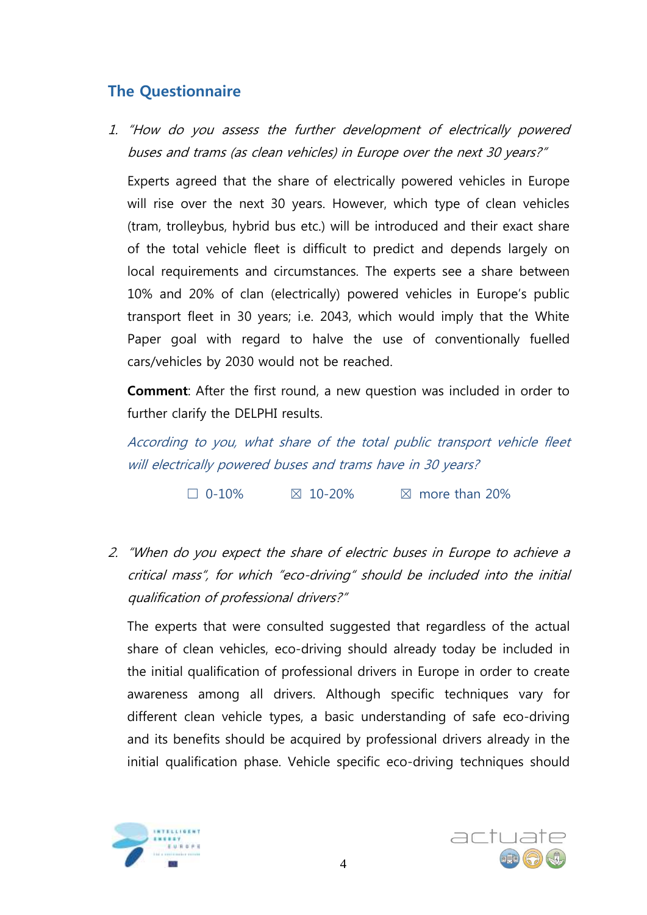## The Questionnaire

1. *"How do you assess the further development of electrically powered buses and trams (as clean vehicles) in Europe over the next 30 years?"*

   Experts agreed that the share of electrically powered vehicles in Europe will rise over the next 30 years. However, which type of clean vehicles (tram, trolleybus, hybrid bus etc.) will be introduced and their exact share of the total vehicle fleet is difficult to predict and depends largely on local requirements and circumstances. The experts see a share between 10% and 20% of clan (electrically) powered vehicles in Europe's public transport fleet in 30 years; i.e. 2043, which would imply that the White Paper goal with regard to halve the use of conventionally fuelled cars/vehicles by 2030 would not be reached.

   **Comment**: After the first round, a new question was included in order to further clarify the DELPHI results.

   *According to you, what share of the total public transport vehicle fleet will electrically powered buses and trams have in 30 years?*

   ☐ 0-10% ☒ 10-20% ☒ more than 20%

2. *"When do you expect the share of electric buses in Europe to achieve a critical mass", for which "eco-driving" should be included into the initial qualification of professional drivers?"*

   The experts that were consulted suggested that regardless of the actual share of clean vehicles, eco-driving should already today be included in the initial qualification of professional drivers in Europe in order to create awareness among all drivers. Although specific techniques vary for different clean vehicle types, a basic understanding of safe eco-driving and its benefits should be acquired by professional drivers already in the initial qualification phase. Vehicle specific eco-driving techniques should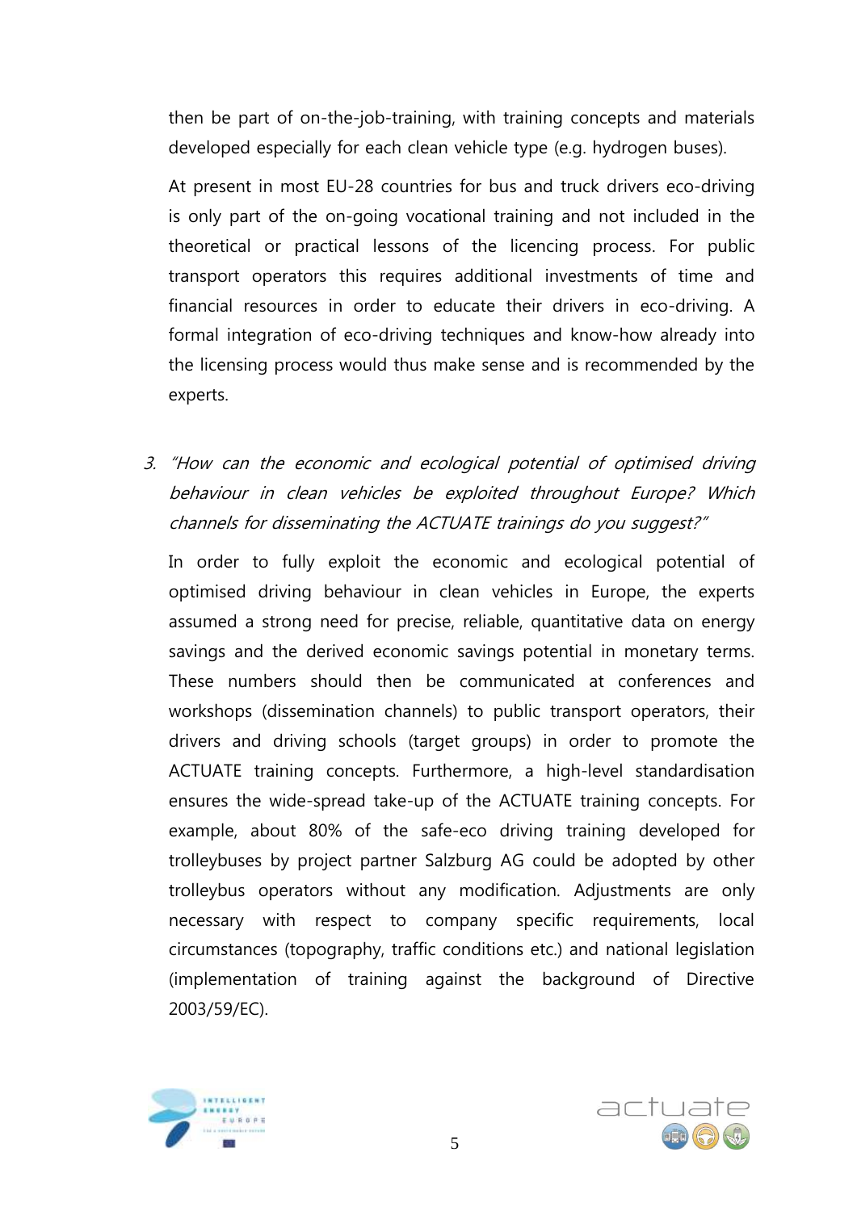then be part of on-the-job-training, with training concepts and materials developed especially for each clean vehicle type (e.g. hydrogen buses).

At present in most EU-28 countries for bus and truck drivers eco-driving is only part of the on-going vocational training and not included in the theoretical or practical lessons of the licencing process. For public transport operators this requires additional investments of time and financial resources in order to educate their drivers in eco-driving. A formal integration of eco-driving techniques and know-how already into the licensing process would thus make sense and is recommended by the experts.

3. *"How can the economic and ecological potential of optimised driving behaviour in clean vehicles be exploited throughout Europe? Which channels for disseminating the ACTUATE trainings do you suggest?"*

   In order to fully exploit the economic and ecological potential of optimised driving behaviour in clean vehicles in Europe, the experts assumed a strong need for precise, reliable, quantitative data on energy savings and the derived economic savings potential in monetary terms. These numbers should then be communicated at conferences and workshops (dissemination channels) to public transport operators, their drivers and driving schools (target groups) in order to promote the ACTUATE training concepts. Furthermore, a high-level standardisation ensures the wide-spread take-up of the ACTUATE training concepts. For example, about 80% of the safe-eco driving training developed for trolleybuses by project partner Salzburg AG could be adopted by other trolleybus operators without any modification. Adjustments are only necessary with respect to company specific requirements, local circumstances (topography, traffic conditions etc.) and national legislation (implementation of training against the background of Directive 2003/59/EC).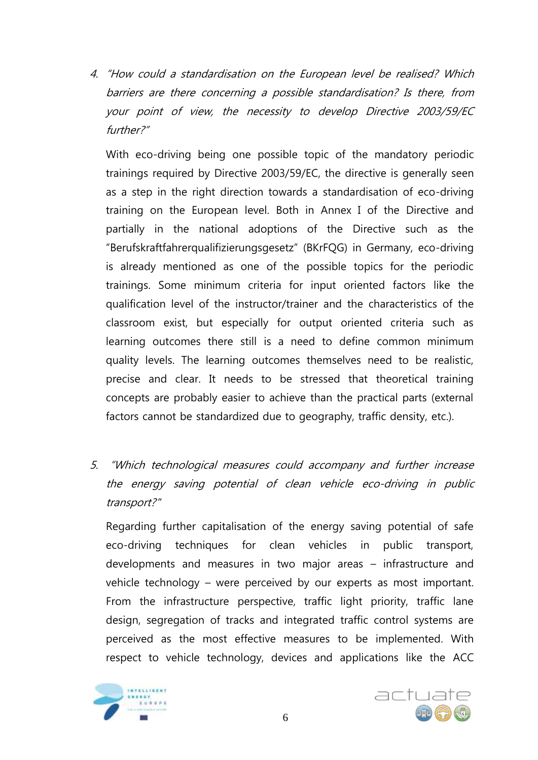4. *"How could a standardisation on the European level be realised? Which barriers are there concerning a possible standardisation? Is there, from your point of view, the necessity to develop Directive 2003/59/EC further?"*

   With eco-driving being one possible topic of the mandatory periodic trainings required by Directive 2003/59/EC, the directive is generally seen as a step in the right direction towards a standardisation of eco-driving training on the European level. Both in Annex I of the Directive and partially in the national adoptions of the Directive such as the "Berufskraftfahrerqualifizierungsgesetz" (BKrFQG) in Germany, eco-driving is already mentioned as one of the possible topics for the periodic trainings. Some minimum criteria for input oriented factors like the qualification level of the instructor/trainer and the characteristics of the classroom exist, but especially for output oriented criteria such as learning outcomes there still is a need to define common minimum quality levels. The learning outcomes themselves need to be realistic, precise and clear. It needs to be stressed that theoretical training concepts are probably easier to achieve than the practical parts (external factors cannot be standardized due to geography, traffic density, etc.).

5. *"Which technological measures could accompany and further increase the energy saving potential of clean vehicle eco-driving in public transport?"*

   Regarding further capitalisation of the energy saving potential of safe eco-driving techniques for clean vehicles in public transport, developments and measures in two major areas – infrastructure and vehicle technology – were perceived by our experts as most important. From the infrastructure perspective, traffic light priority, traffic lane design, segregation of tracks and integrated traffic control systems are perceived as the most effective measures to be implemented. With respect to vehicle technology, devices and applications like the ACC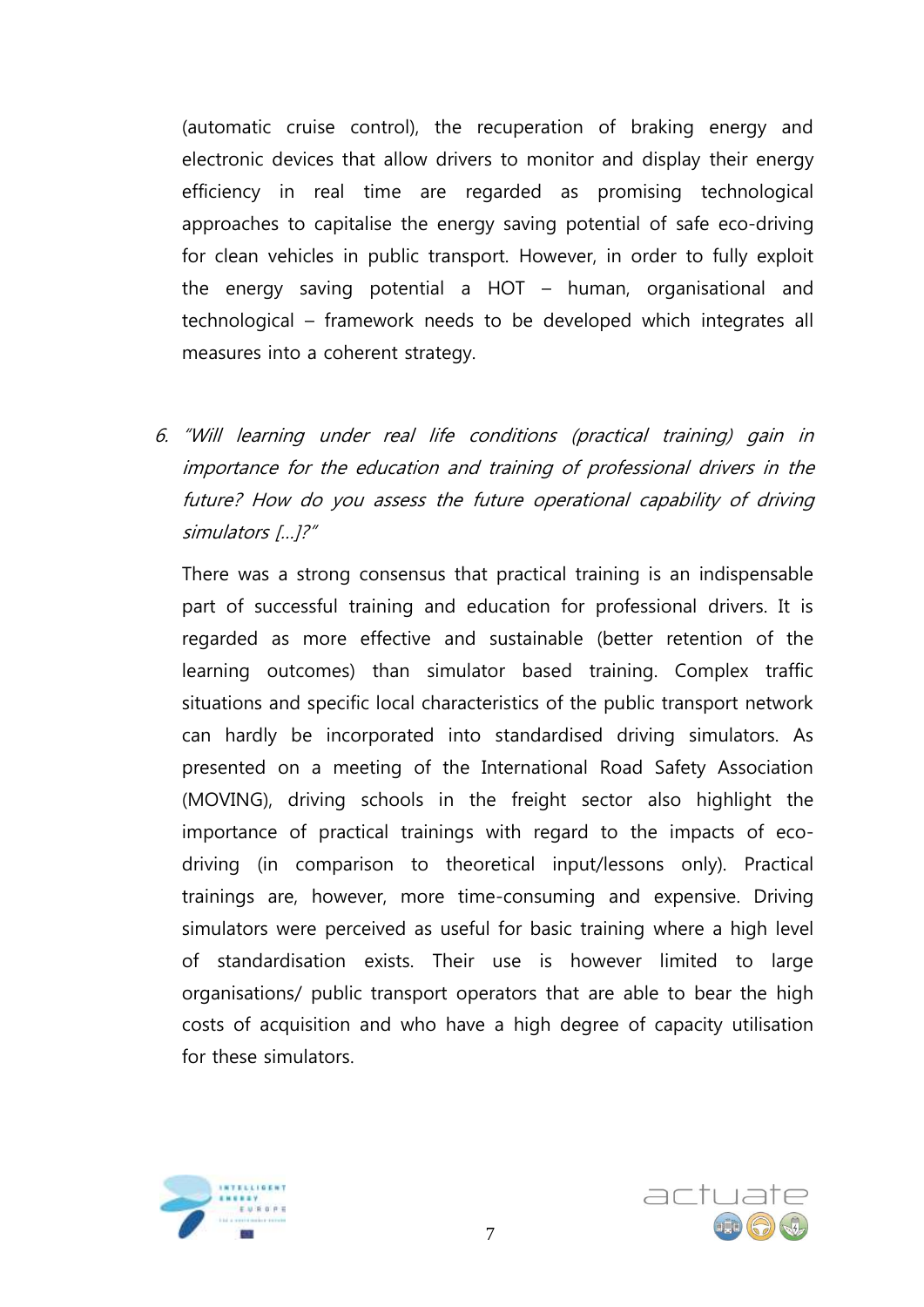(automatic cruise control), the recuperation of braking energy and electronic devices that allow drivers to monitor and display their energy efficiency in real time are regarded as promising technological approaches to capitalise the energy saving potential of safe eco-driving for clean vehicles in public transport. However, in order to fully exploit the energy saving potential a HOT – human, organisational and technological – framework needs to be developed which integrates all measures into a coherent strategy.

6. *"Will learning under real life conditions (practical training) gain in importance for the education and training of professional drivers in the future? How do you assess the future operational capability of driving simulators [...]?"*

   There was a strong consensus that practical training is an indispensable part of successful training and education for professional drivers. It is regarded as more effective and sustainable (better retention of the learning outcomes) than simulator based training. Complex traffic situations and specific local characteristics of the public transport network can hardly be incorporated into standardised driving simulators. As presented on a meeting of the International Road Safety Association (MOVING), driving schools in the freight sector also highlight the importance of practical trainings with regard to the impacts of eco-driving (in comparison to theoretical input/lessons only). Practical trainings are, however, more time-consuming and expensive. Driving simulators were perceived as useful for basic training where a high level of standardisation exists. Their use is however limited to large organisations/ public transport operators that are able to bear the high costs of acquisition and who have a high degree of capacity utilisation for these simulators.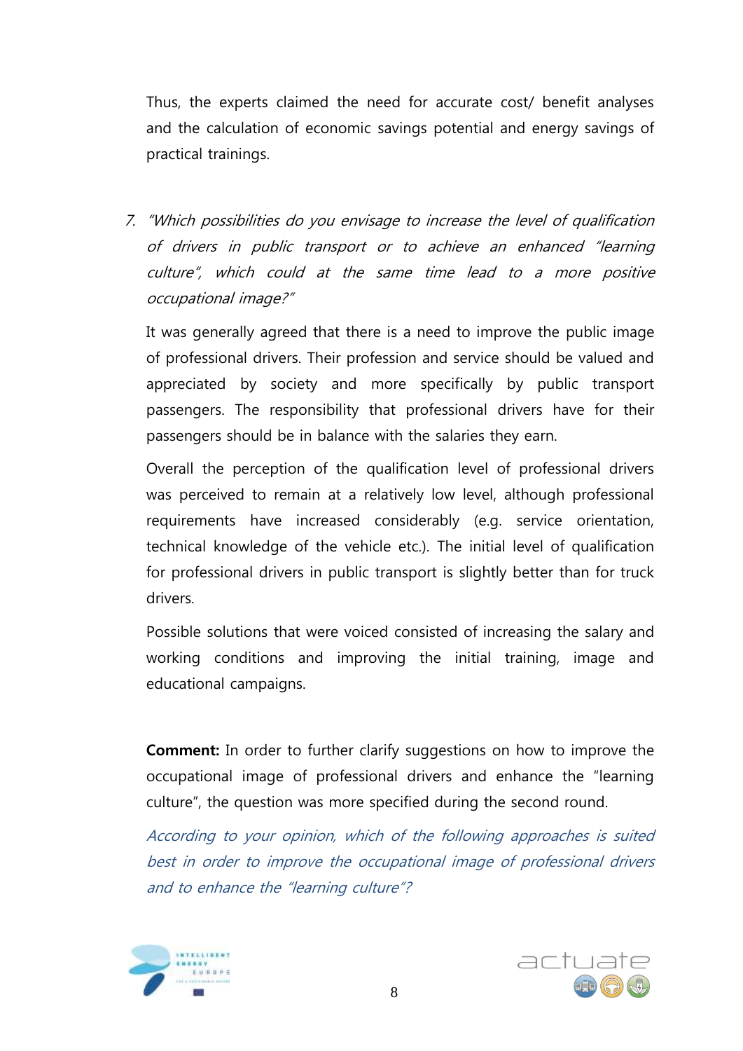Thus, the experts claimed the need for accurate cost/ benefit analyses and the calculation of economic savings potential and energy savings of practical trainings.

7. *"Which possibilities do you envisage to increase the level of qualification of drivers in public transport or to achieve an enhanced "learning culture", which could at the same time lead to a more positive occupational image?"*

   It was generally agreed that there is a need to improve the public image of professional drivers. Their profession and service should be valued and appreciated by society and more specifically by public transport passengers. The responsibility that professional drivers have for their passengers should be in balance with the salaries they earn.

   Overall the perception of the qualification level of professional drivers was perceived to remain at a relatively low level, although professional requirements have increased considerably (e.g. service orientation, technical knowledge of the vehicle etc.). The initial level of qualification for professional drivers in public transport is slightly better than for truck drivers.

   Possible solutions that were voiced consisted of increasing the salary and working conditions and improving the initial training, image and educational campaigns.

   **Comment:** In order to further clarify suggestions on how to improve the occupational image of professional drivers and enhance the "learning culture", the question was more specified during the second round.

   *According to your opinion, which of the following approaches is suited best in order to improve the occupational image of professional drivers and to enhance the "learning culture"?*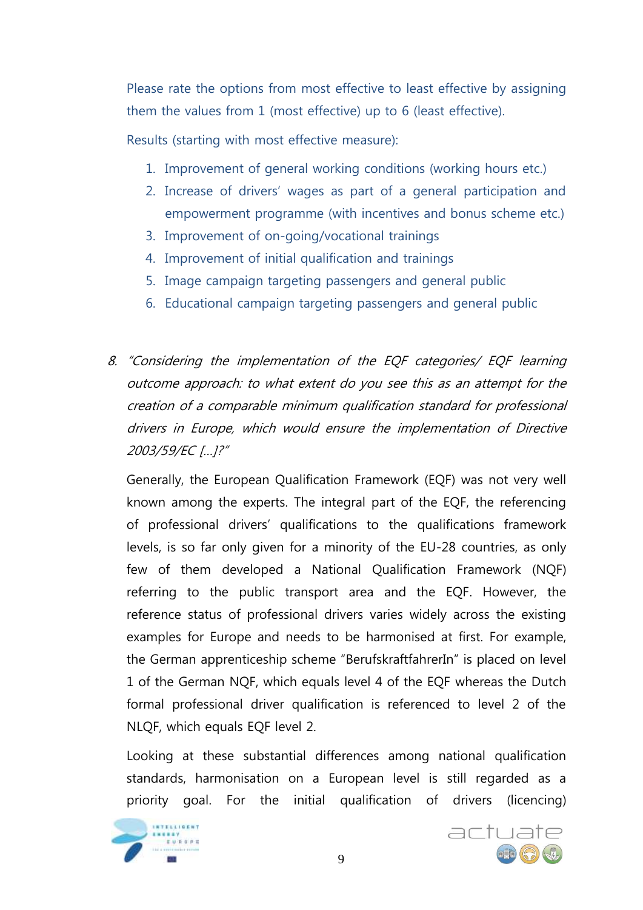Please rate the options from most effective to least effective by assigning them the values from 1 (most effective) up to 6 (least effective).

Results (starting with most effective measure):

1. Improvement of general working conditions (working hours etc.)
2. Increase of drivers' wages as part of a general participation and empowerment programme (with incentives and bonus scheme etc.)
3. Improvement of on-going/vocational trainings
4. Improvement of initial qualification and trainings
5. Image campaign targeting passengers and general public
6. Educational campaign targeting passengers and general public

8. *"Considering the implementation of the EQF categories/ EQF learning outcome approach: to what extent do you see this as an attempt for the creation of a comparable minimum qualification standard for professional drivers in Europe, which would ensure the implementation of Directive 2003/59/EC [...]?"*

   Generally, the European Qualification Framework (EQF) was not very well known among the experts. The integral part of the EQF, the referencing of professional drivers' qualifications to the qualifications framework levels, is so far only given for a minority of the EU-28 countries, as only few of them developed a National Qualification Framework (NQF) referring to the public transport area and the EQF. However, the reference status of professional drivers varies widely across the existing examples for Europe and needs to be harmonised at first. For example, the German apprenticeship scheme "BerufskraftfahrerIn" is placed on level 1 of the German NQF, which equals level 4 of the EQF whereas the Dutch formal professional driver qualification is referenced to level 2 of the NLQF, which equals EQF level 2.

   Looking at these substantial differences among national qualification standards, harmonisation on a European level is still regarded as a priority goal. For the initial qualification of drivers (licencing)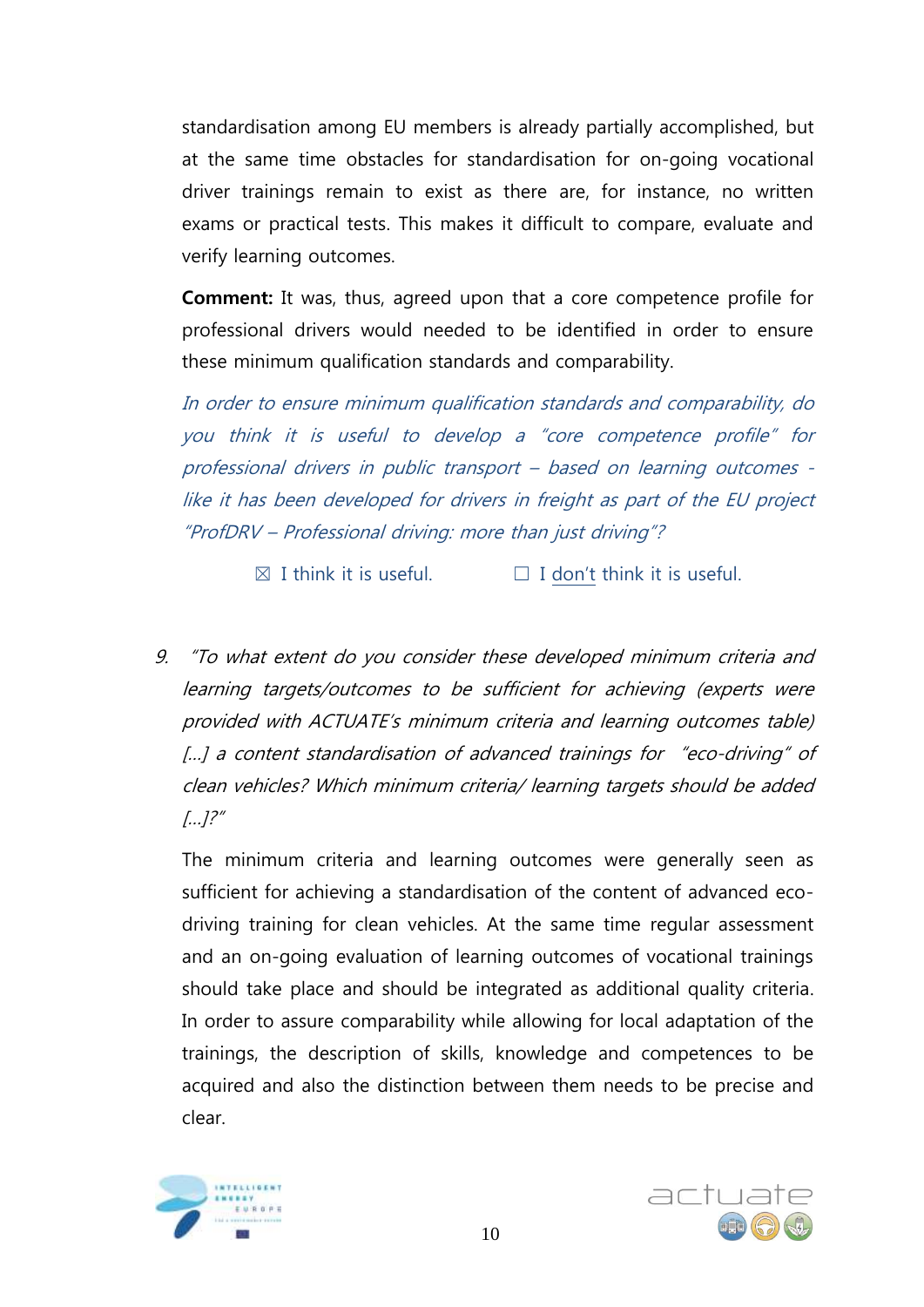standardisation among EU members is already partially accomplished, but at the same time obstacles for standardisation for on-going vocational driver trainings remain to exist as there are, for instance, no written exams or practical tests. This makes it difficult to compare, evaluate and verify learning outcomes.

**Comment:** It was, thus, agreed upon that a core competence profile for professional drivers would needed to be identified in order to ensure these minimum qualification standards and comparability.

*In order to ensure minimum qualification standards and comparability, do you think it is useful to develop a "core competence profile" for professional drivers in public transport – based on learning outcomes - like it has been developed for drivers in freight as part of the EU project "ProfDRV – Professional driving: more than just driving"?*

☒ I think it is useful. ☐ I don't think it is useful.

9. *"To what extent do you consider these developed minimum criteria and learning targets/outcomes to be sufficient for achieving (experts were provided with ACTUATE's minimum criteria and learning outcomes table) [...] a content standardisation of advanced trainings for "eco-driving" of clean vehicles? Which minimum criteria/ learning targets should be added [...]?"*

   The minimum criteria and learning outcomes were generally seen as sufficient for achieving a standardisation of the content of advanced eco-driving training for clean vehicles. At the same time regular assessment and an on-going evaluation of learning outcomes of vocational trainings should take place and should be integrated as additional quality criteria. In order to assure comparability while allowing for local adaptation of the trainings, the description of skills, knowledge and competences to be acquired and also the distinction between them needs to be precise and clear.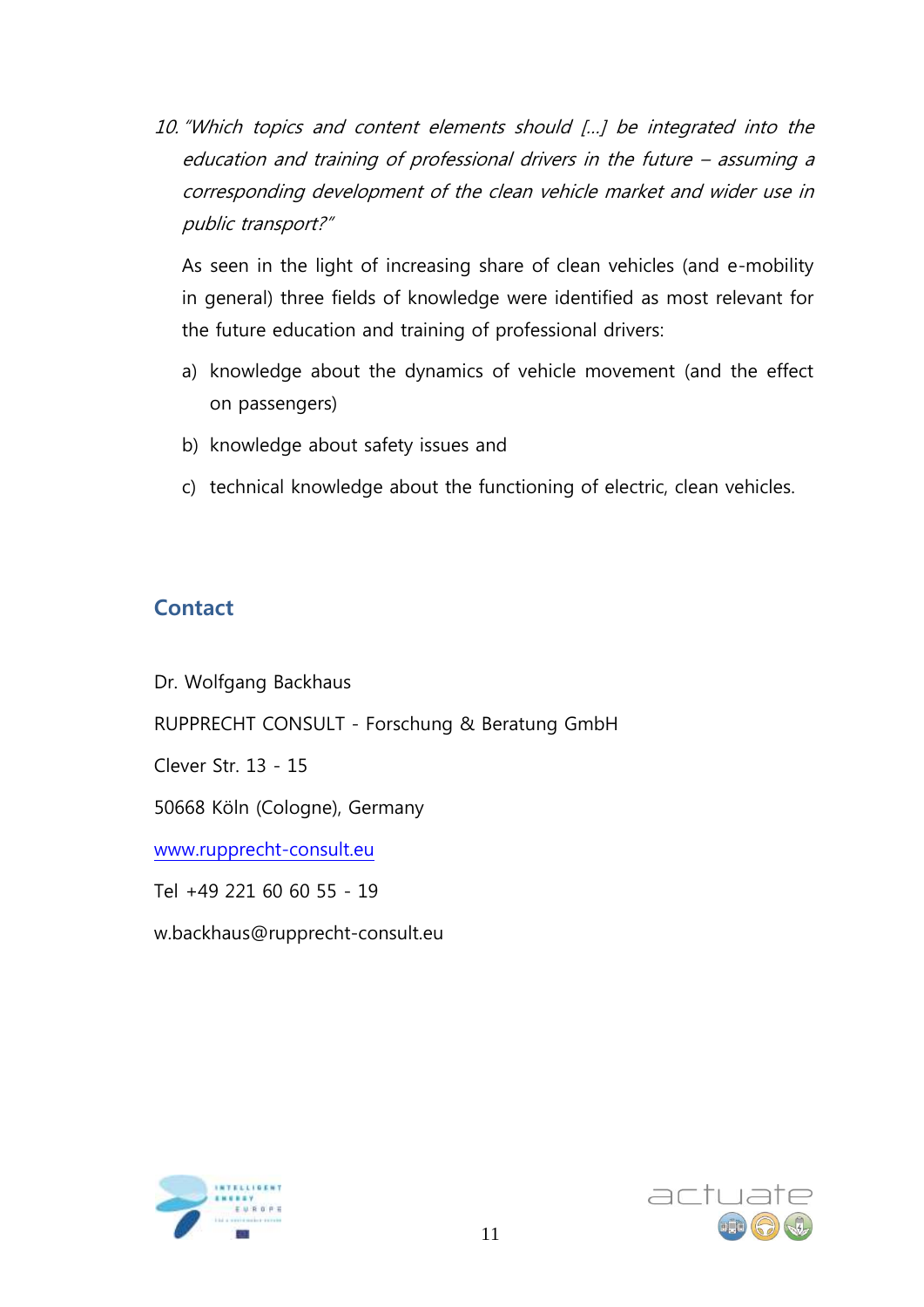10. *"Which topics and content elements should [...] be integrated into the education and training of professional drivers in the future – assuming a corresponding development of the clean vehicle market and wider use in public transport?"*

    As seen in the light of increasing share of clean vehicles (and e-mobility in general) three fields of knowledge were identified as most relevant for the future education and training of professional drivers:

    a) knowledge about the dynamics of vehicle movement (and the effect on passengers)

    b) knowledge about safety issues and

    c) technical knowledge about the functioning of electric, clean vehicles.

## Contact

Dr. Wolfgang Backhaus

RUPPRECHT CONSULT - Forschung & Beratung GmbH

Clever Str. 13 - 15

50668 Köln (Cologne), Germany

[www.rupprecht-consult.eu](http://www.rupprecht-consult.eu)

Tel +49 221 60 60 55 - 19

w.backhaus@rupprecht-consult.eu